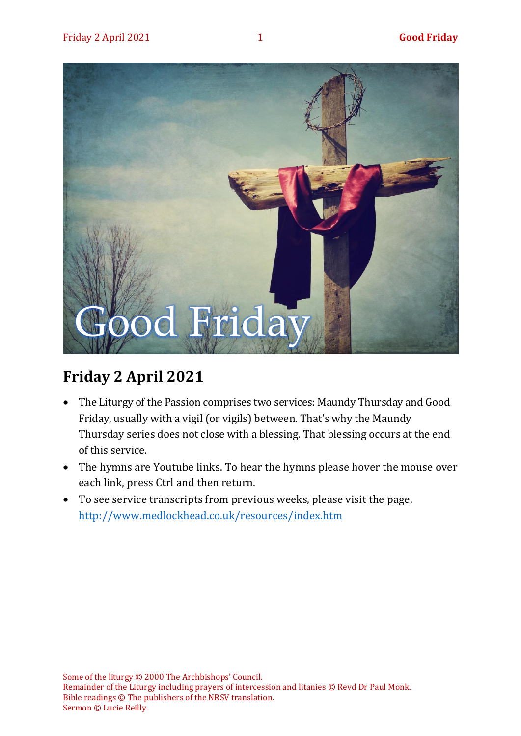## Friday 2 April 2021

- The Liturgy of the Passion comprises two services: Maundy Thursday and Good Friday, usually with a vigil (or vigils) between. That's why the Maundy Thursday series does not close with a blessing. That blessing occurs at the end of this service.
- The hymns are Youtube links. To hear the hymns please hover the mouse over each link, press Ctrl and then return.
- To see service transcripts from previous weeks, please visit the page, http://www.medlockhead.co.uk/resources/index.htm

Some of the liturgy © 2000 The Archbishops' Council.
Remainder of the Liturgy including prayers of intercession and litanies © Revd Dr Paul Monk.
Bible readings © The publishers of the NRSV translation.
Sermon © Lucie Reilly.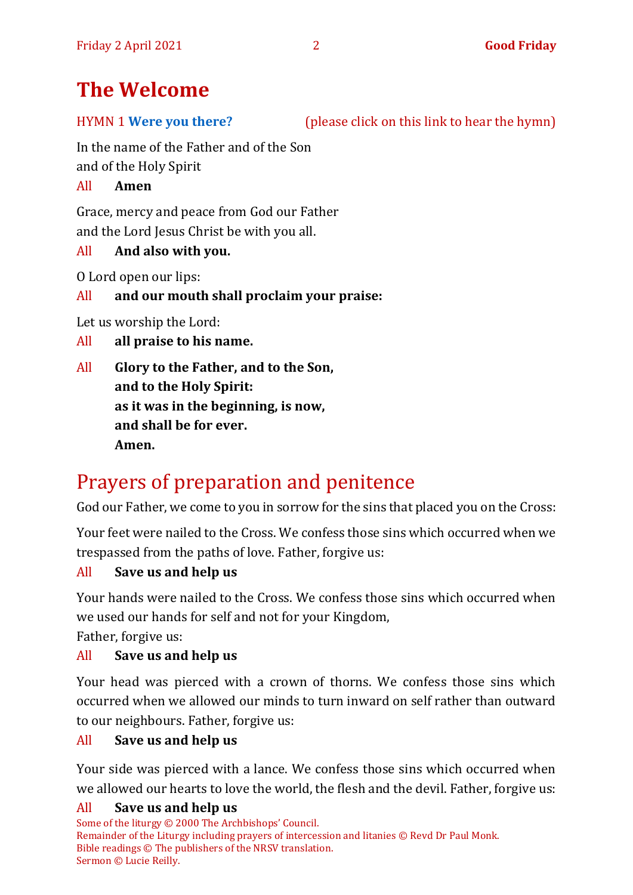# The Welcome

HYMN 1 **Were you there?** (please click on this link to hear the hymn)

In the name of the Father and of the Son
and of the Holy Spirit

All **Amen**

Grace, mercy and peace from God our Father
and the Lord Jesus Christ be with you all.

All **And also with you.**

O Lord open our lips:

All **and our mouth shall proclaim your praise:**

Let us worship the Lord:

All **all praise to his name.**

All **Glory to the Father, and to the Son,**
**and to the Holy Spirit:**
**as it was in the beginning, is now,**
**and shall be for ever.**
**Amen.**

## Prayers of preparation and penitence

God our Father, we come to you in sorrow for the sins that placed you on the Cross:

Your feet were nailed to the Cross. We confess those sins which occurred when we trespassed from the paths of love. Father, forgive us:

All **Save us and help us**

Your hands were nailed to the Cross. We confess those sins which occurred when we used our hands for self and not for your Kingdom,
Father, forgive us:

All **Save us and help us**

Your head was pierced with a crown of thorns. We confess those sins which occurred when we allowed our minds to turn inward on self rather than outward to our neighbours. Father, forgive us:

All **Save us and help us**

Your side was pierced with a lance. We confess those sins which occurred when we allowed our hearts to love the world, the flesh and the devil. Father, forgive us:

All **Save us and help us**

Some of the liturgy © 2000 The Archbishops' Council.
Remainder of the Liturgy including prayers of intercession and litanies © Revd Dr Paul Monk.
Bible readings © The publishers of the NRSV translation.
Sermon © Lucie Reilly.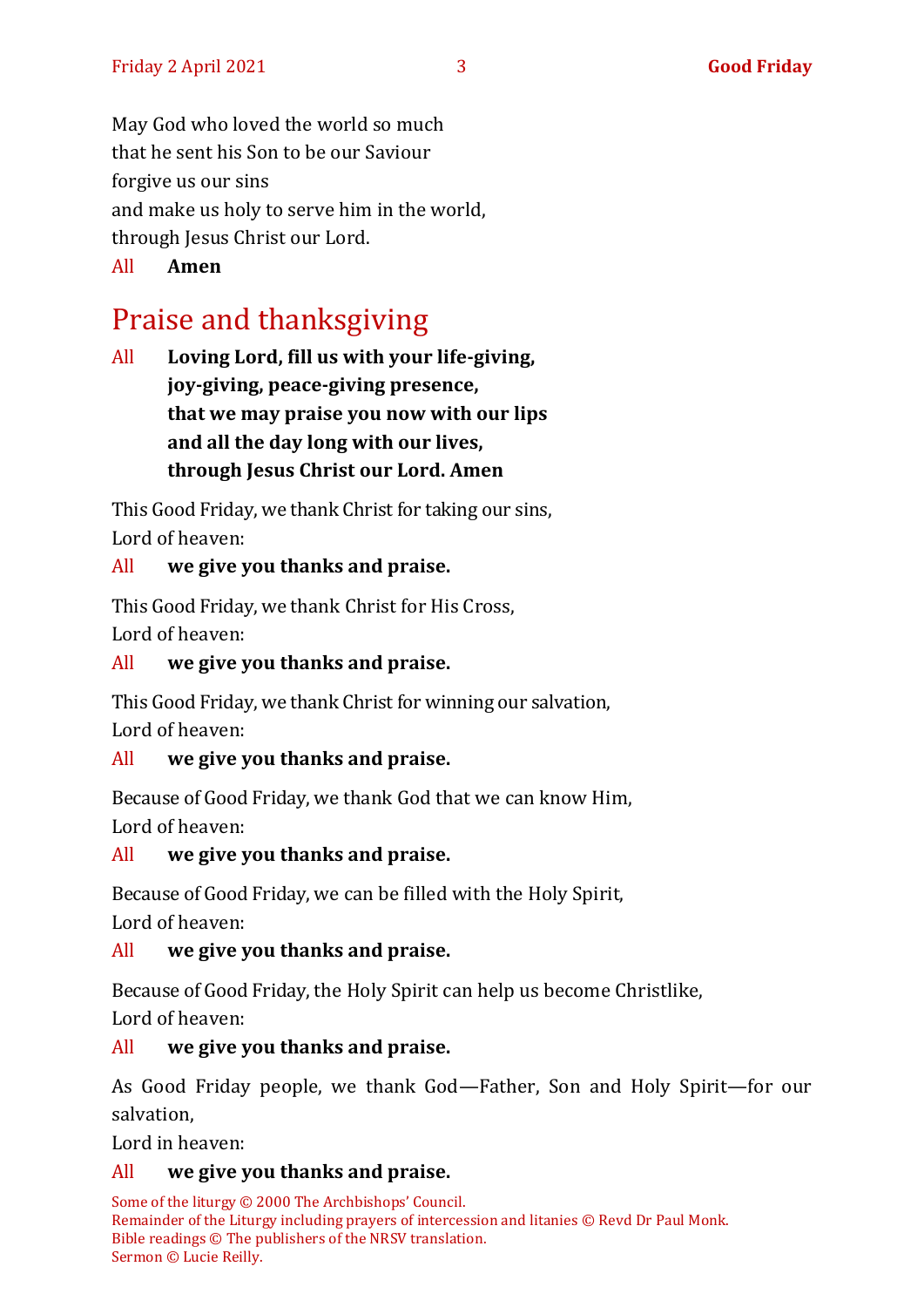May God who loved the world so much
that he sent his Son to be our Saviour
forgive us our sins
and make us holy to serve him in the world,
through Jesus Christ our Lord.

All **Amen**

# Praise and thanksgiving

All **Loving Lord, fill us with your life-giving,**
**joy-giving, peace-giving presence,**
**that we may praise you now with our lips**
**and all the day long with our lives,**
**through Jesus Christ our Lord. Amen**

This Good Friday, we thank Christ for taking our sins,
Lord of heaven:

All **we give you thanks and praise.**

This Good Friday, we thank Christ for His Cross,
Lord of heaven:

All **we give you thanks and praise.**

This Good Friday, we thank Christ for winning our salvation,
Lord of heaven:

All **we give you thanks and praise.**

Because of Good Friday, we thank God that we can know Him,
Lord of heaven:

All **we give you thanks and praise.**

Because of Good Friday, we can be filled with the Holy Spirit,
Lord of heaven:

All **we give you thanks and praise.**

Because of Good Friday, the Holy Spirit can help us become Christlike,
Lord of heaven:

All **we give you thanks and praise.**

As Good Friday people, we thank God—Father, Son and Holy Spirit—for our salvation,
Lord in heaven:

All **we give you thanks and praise.**

Some of the liturgy © 2000 The Archbishops' Council.
Remainder of the Liturgy including prayers of intercession and litanies © Revd Dr Paul Monk.
Bible readings © The publishers of the NRSV translation.
Sermon © Lucie Reilly.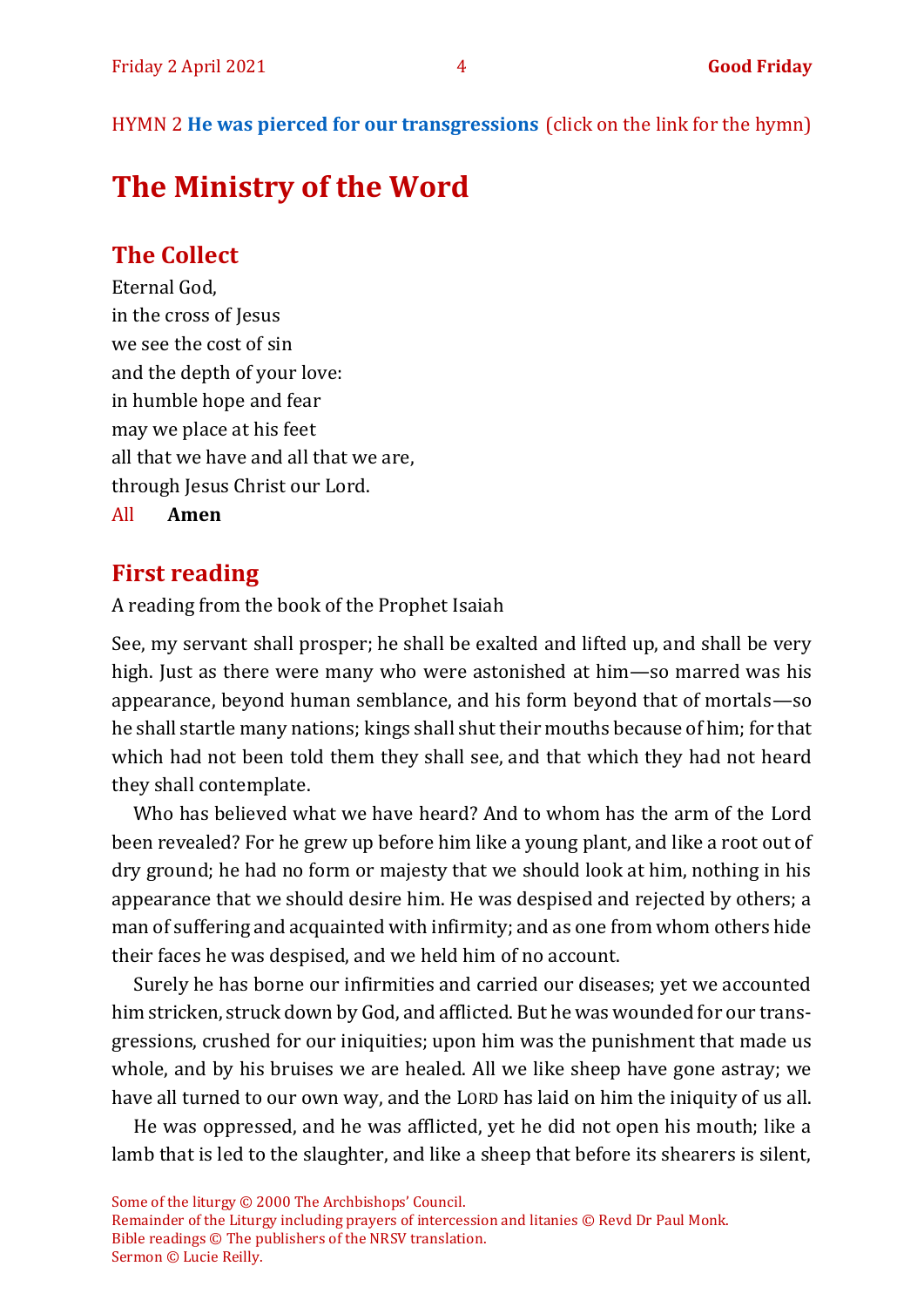HYMN 2 **He was pierced for our transgressions** (click on the link for the hymn)

# The Ministry of the Word

## The Collect

Eternal God,
in the cross of Jesus
we see the cost of sin
and the depth of your love:
in humble hope and fear
may we place at his feet
all that we have and all that we are,
through Jesus Christ our Lord.

All **Amen**

## First reading

A reading from the book of the Prophet Isaiah

See, my servant shall prosper; he shall be exalted and lifted up, and shall be very high. Just as there were many who were astonished at him—so marred was his appearance, beyond human semblance, and his form beyond that of mortals—so he shall startle many nations; kings shall shut their mouths because of him; for that which had not been told them they shall see, and that which they had not heard they shall contemplate.

Who has believed what we have heard? And to whom has the arm of the Lord been revealed? For he grew up before him like a young plant, and like a root out of dry ground; he had no form or majesty that we should look at him, nothing in his appearance that we should desire him. He was despised and rejected by others; a man of suffering and acquainted with infirmity; and as one from whom others hide their faces he was despised, and we held him of no account.

Surely he has borne our infirmities and carried our diseases; yet we accounted him stricken, struck down by God, and afflicted. But he was wounded for our transgressions, crushed for our iniquities; upon him was the punishment that made us whole, and by his bruises we are healed. All we like sheep have gone astray; we have all turned to our own way, and the LORD has laid on him the iniquity of us all.

He was oppressed, and he was afflicted, yet he did not open his mouth; like a lamb that is led to the slaughter, and like a sheep that before its shearers is silent,

Some of the liturgy © 2000 The Archbishops' Council.
Remainder of the Liturgy including prayers of intercession and litanies © Revd Dr Paul Monk.
Bible readings © The publishers of the NRSV translation.
Sermon © Lucie Reilly.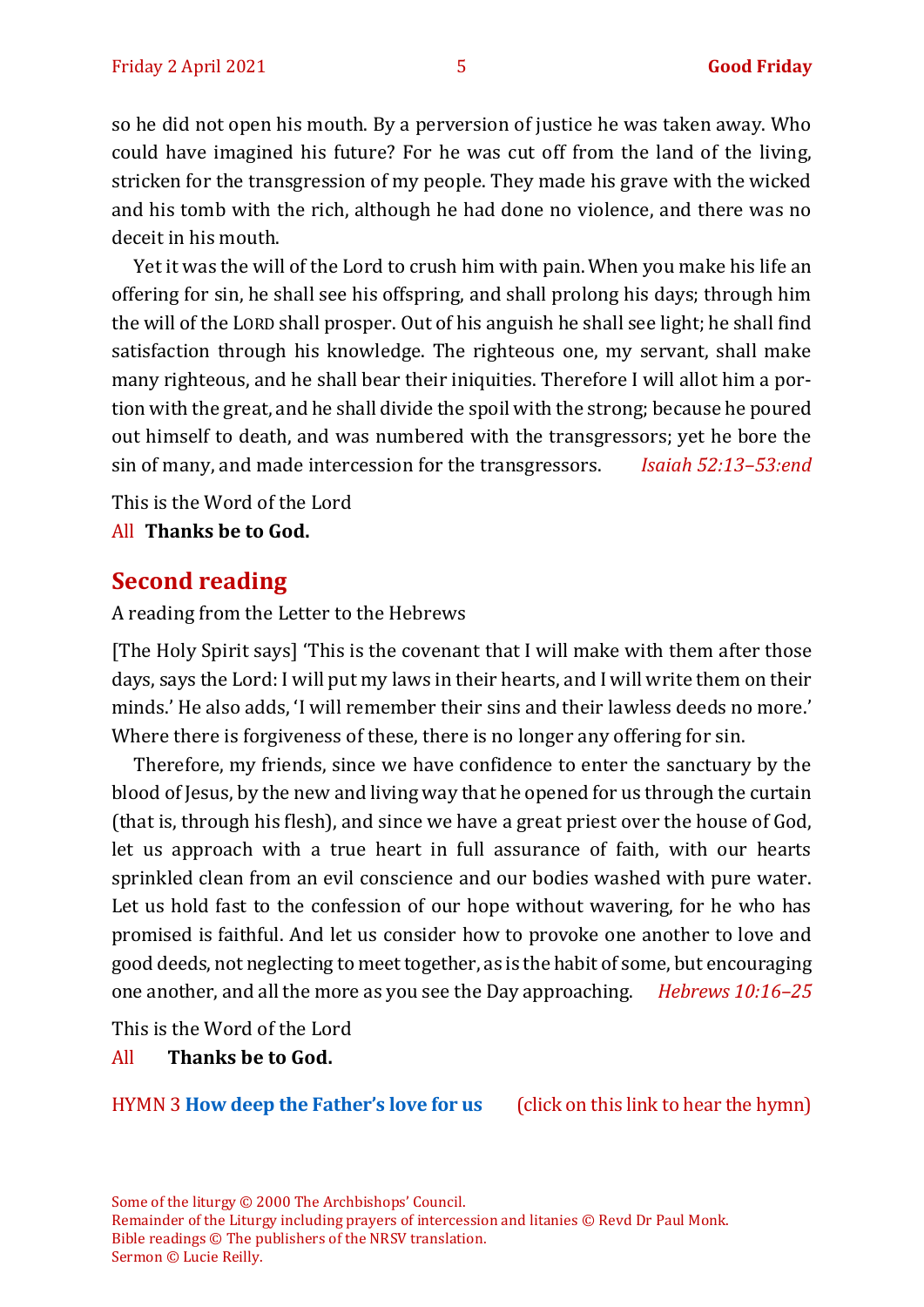so he did not open his mouth. By a perversion of justice he was taken away. Who could have imagined his future? For he was cut off from the land of the living, stricken for the transgression of my people. They made his grave with the wicked and his tomb with the rich, although he had done no violence, and there was no deceit in his mouth.

Yet it was the will of the Lord to crush him with pain. When you make his life an offering for sin, he shall see his offspring, and shall prolong his days; through him the will of the LORD shall prosper. Out of his anguish he shall see light; he shall find satisfaction through his knowledge. The righteous one, my servant, shall make many righteous, and he shall bear their iniquities. Therefore I will allot him a portion with the great, and he shall divide the spoil with the strong; because he poured out himself to death, and was numbered with the transgressors; yet he bore the sin of many, and made intercession for the transgressors. *Isaiah 52:13–53:end*

This is the Word of the Lord
All **Thanks be to God.**

## Second reading

A reading from the Letter to the Hebrews

[The Holy Spirit says] 'This is the covenant that I will make with them after those days, says the Lord: I will put my laws in their hearts, and I will write them on their minds.' He also adds, 'I will remember their sins and their lawless deeds no more.' Where there is forgiveness of these, there is no longer any offering for sin.

Therefore, my friends, since we have confidence to enter the sanctuary by the blood of Jesus, by the new and living way that he opened for us through the curtain (that is, through his flesh), and since we have a great priest over the house of God, let us approach with a true heart in full assurance of faith, with our hearts sprinkled clean from an evil conscience and our bodies washed with pure water. Let us hold fast to the confession of our hope without wavering, for he who has promised is faithful. And let us consider how to provoke one another to love and good deeds, not neglecting to meet together, as is the habit of some, but encouraging one another, and all the more as you see the Day approaching. *Hebrews 10:16–25*

This is the Word of the Lord
All **Thanks be to God.**

HYMN 3 **How deep the Father's love for us** (click on this link to hear the hymn)

Some of the liturgy © 2000 The Archbishops' Council.
Remainder of the Liturgy including prayers of intercession and litanies © Revd Dr Paul Monk.
Bible readings © The publishers of the NRSV translation.
Sermon © Lucie Reilly.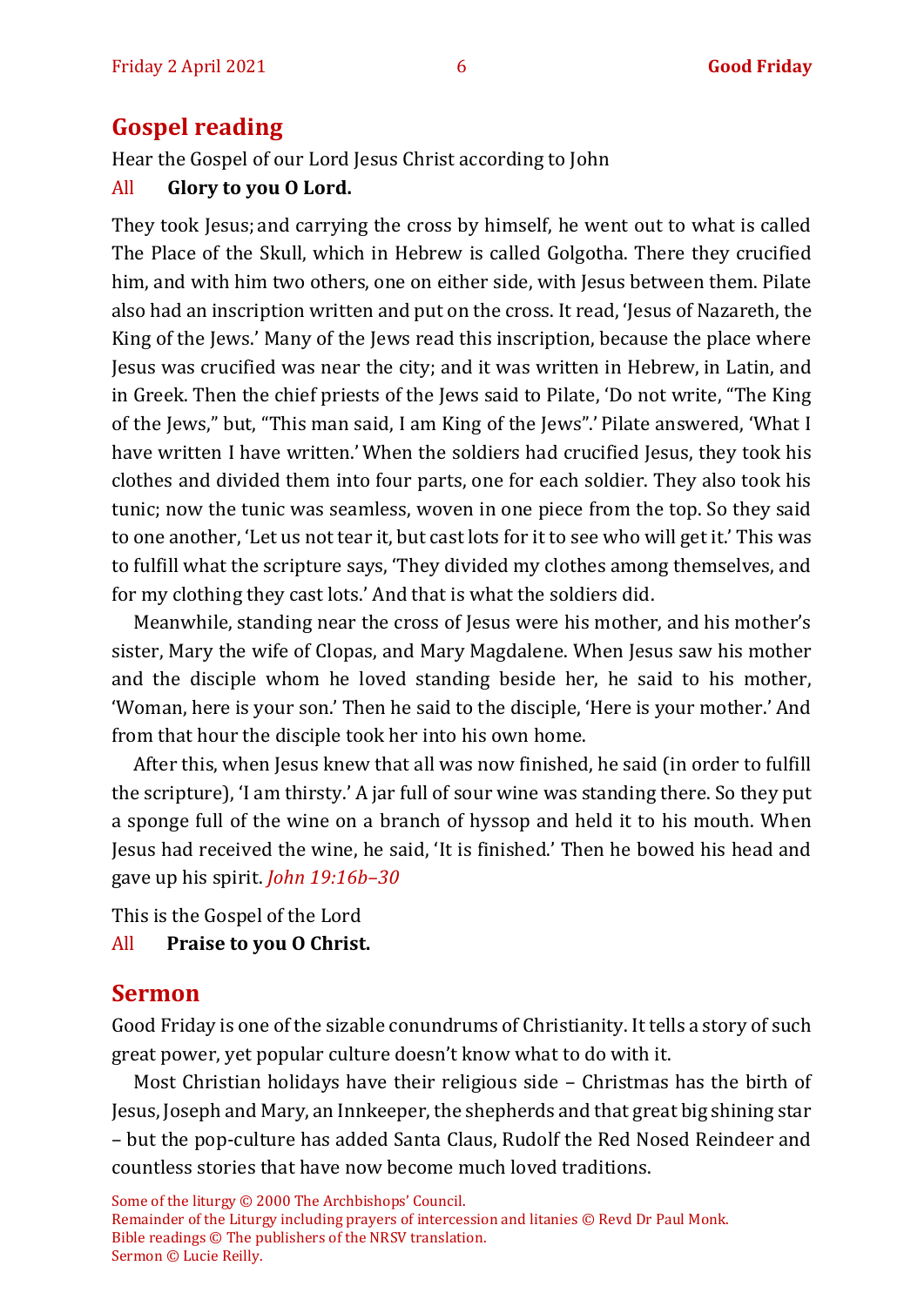## Gospel reading

Hear the Gospel of our Lord Jesus Christ according to John

All **Glory to you O Lord.**

They took Jesus; and carrying the cross by himself, he went out to what is called The Place of the Skull, which in Hebrew is called Golgotha. There they crucified him, and with him two others, one on either side, with Jesus between them. Pilate also had an inscription written and put on the cross. It read, 'Jesus of Nazareth, the King of the Jews.' Many of the Jews read this inscription, because the place where Jesus was crucified was near the city; and it was written in Hebrew, in Latin, and in Greek. Then the chief priests of the Jews said to Pilate, 'Do not write, "The King of the Jews," but, "This man said, I am King of the Jews".' Pilate answered, 'What I have written I have written.' When the soldiers had crucified Jesus, they took his clothes and divided them into four parts, one for each soldier. They also took his tunic; now the tunic was seamless, woven in one piece from the top. So they said to one another, 'Let us not tear it, but cast lots for it to see who will get it.' This was to fulfill what the scripture says, 'They divided my clothes among themselves, and for my clothing they cast lots.' And that is what the soldiers did.

Meanwhile, standing near the cross of Jesus were his mother, and his mother's sister, Mary the wife of Clopas, and Mary Magdalene. When Jesus saw his mother and the disciple whom he loved standing beside her, he said to his mother, 'Woman, here is your son.' Then he said to the disciple, 'Here is your mother.' And from that hour the disciple took her into his own home.

After this, when Jesus knew that all was now finished, he said (in order to fulfill the scripture), 'I am thirsty.' A jar full of sour wine was standing there. So they put a sponge full of the wine on a branch of hyssop and held it to his mouth. When Jesus had received the wine, he said, 'It is finished.' Then he bowed his head and gave up his spirit. *John 19:16b–30*

This is the Gospel of the Lord

All **Praise to you O Christ.**

## Sermon

Good Friday is one of the sizable conundrums of Christianity. It tells a story of such great power, yet popular culture doesn't know what to do with it.

Most Christian holidays have their religious side – Christmas has the birth of Jesus, Joseph and Mary, an Innkeeper, the shepherds and that great big shining star – but the pop-culture has added Santa Claus, Rudolf the Red Nosed Reindeer and countless stories that have now become much loved traditions.

Some of the liturgy © 2000 The Archbishops' Council.
Remainder of the Liturgy including prayers of intercession and litanies © Revd Dr Paul Monk.
Bible readings © The publishers of the NRSV translation.
Sermon © Lucie Reilly.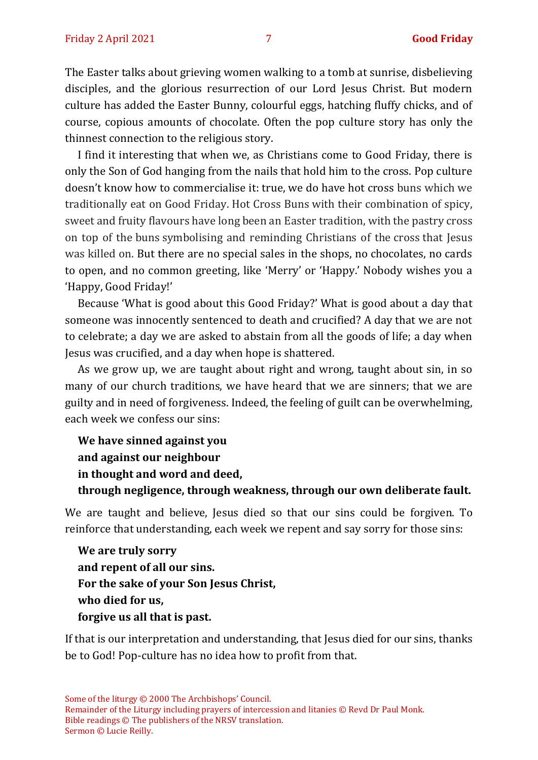The Easter talks about grieving women walking to a tomb at sunrise, disbelieving disciples, and the glorious resurrection of our Lord Jesus Christ. But modern culture has added the Easter Bunny, colourful eggs, hatching fluffy chicks, and of course, copious amounts of chocolate. Often the pop culture story has only the thinnest connection to the religious story.

I find it interesting that when we, as Christians come to Good Friday, there is only the Son of God hanging from the nails that hold him to the cross. Pop culture doesn't know how to commercialise it: true, we do have hot cross buns which we traditionally eat on Good Friday. Hot Cross Buns with their combination of spicy, sweet and fruity flavours have long been an Easter tradition, with the pastry cross on top of the buns symbolising and reminding Christians of the cross that Jesus was killed on. But there are no special sales in the shops, no chocolates, no cards to open, and no common greeting, like 'Merry' or 'Happy.' Nobody wishes you a 'Happy, Good Friday!'

Because 'What is good about this Good Friday?' What is good about a day that someone was innocently sentenced to death and crucified? A day that we are not to celebrate; a day we are asked to abstain from all the goods of life; a day when Jesus was crucified, and a day when hope is shattered.

As we grow up, we are taught about right and wrong, taught about sin, in so many of our church traditions, we have heard that we are sinners; that we are guilty and in need of forgiveness. Indeed, the feeling of guilt can be overwhelming, each week we confess our sins:

**We have sinned against you**
**and against our neighbour**
**in thought and word and deed,**
**through negligence, through weakness, through our own deliberate fault.**

We are taught and believe, Jesus died so that our sins could be forgiven. To reinforce that understanding, each week we repent and say sorry for those sins:

**We are truly sorry**
**and repent of all our sins.**
**For the sake of your Son Jesus Christ,**
**who died for us,**
**forgive us all that is past.**

If that is our interpretation and understanding, that Jesus died for our sins, thanks be to God! Pop-culture has no idea how to profit from that.

Some of the liturgy © 2000 The Archbishops' Council.
Remainder of the Liturgy including prayers of intercession and litanies © Revd Dr Paul Monk.
Bible readings © The publishers of the NRSV translation.
Sermon © Lucie Reilly.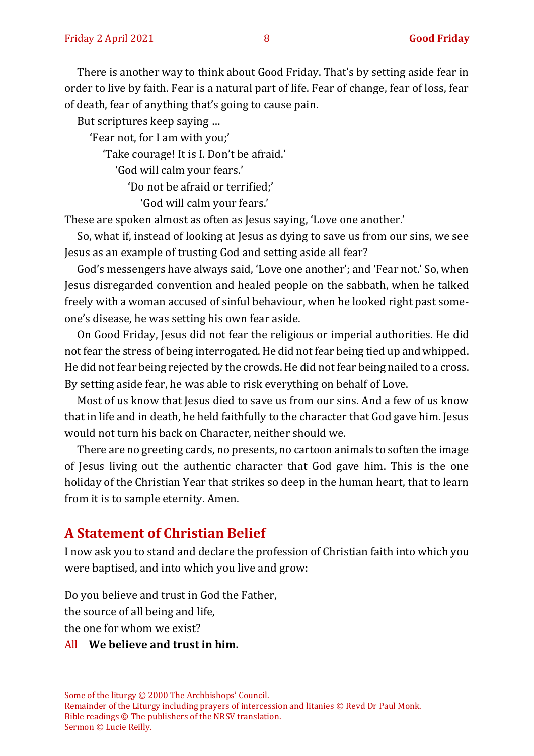There is another way to think about Good Friday. That's by setting aside fear in order to live by faith. Fear is a natural part of life. Fear of change, fear of loss, fear of death, fear of anything that's going to cause pain.

But scriptures keep saying …

'Fear not, for I am with you;'

'Take courage! It is I. Don't be afraid.'

'God will calm your fears.'

'Do not be afraid or terrified;'

'God will calm your fears.'

These are spoken almost as often as Jesus saying, 'Love one another.'

So, what if, instead of looking at Jesus as dying to save us from our sins, we see Jesus as an example of trusting God and setting aside all fear?

God's messengers have always said, 'Love one another'; and 'Fear not.' So, when Jesus disregarded convention and healed people on the sabbath, when he talked freely with a woman accused of sinful behaviour, when he looked right past someone's disease, he was setting his own fear aside.

On Good Friday, Jesus did not fear the religious or imperial authorities. He did not fear the stress of being interrogated. He did not fear being tied up and whipped. He did not fear being rejected by the crowds. He did not fear being nailed to a cross. By setting aside fear, he was able to risk everything on behalf of Love.

Most of us know that Jesus died to save us from our sins. And a few of us know that in life and in death, he held faithfully to the character that God gave him. Jesus would not turn his back on Character, neither should we.

There are no greeting cards, no presents, no cartoon animals to soften the image of Jesus living out the authentic character that God gave him. This is the one holiday of the Christian Year that strikes so deep in the human heart, that to learn from it is to sample eternity. Amen.

## A Statement of Christian Belief

I now ask you to stand and declare the profession of Christian faith into which you were baptised, and into which you live and grow:

Do you believe and trust in God the Father,
the source of all being and life,
the one for whom we exist?

All **We believe and trust in him.**

Some of the liturgy © 2000 The Archbishops' Council.
Remainder of the Liturgy including prayers of intercession and litanies © Revd Dr Paul Monk.
Bible readings © The publishers of the NRSV translation.
Sermon © Lucie Reilly.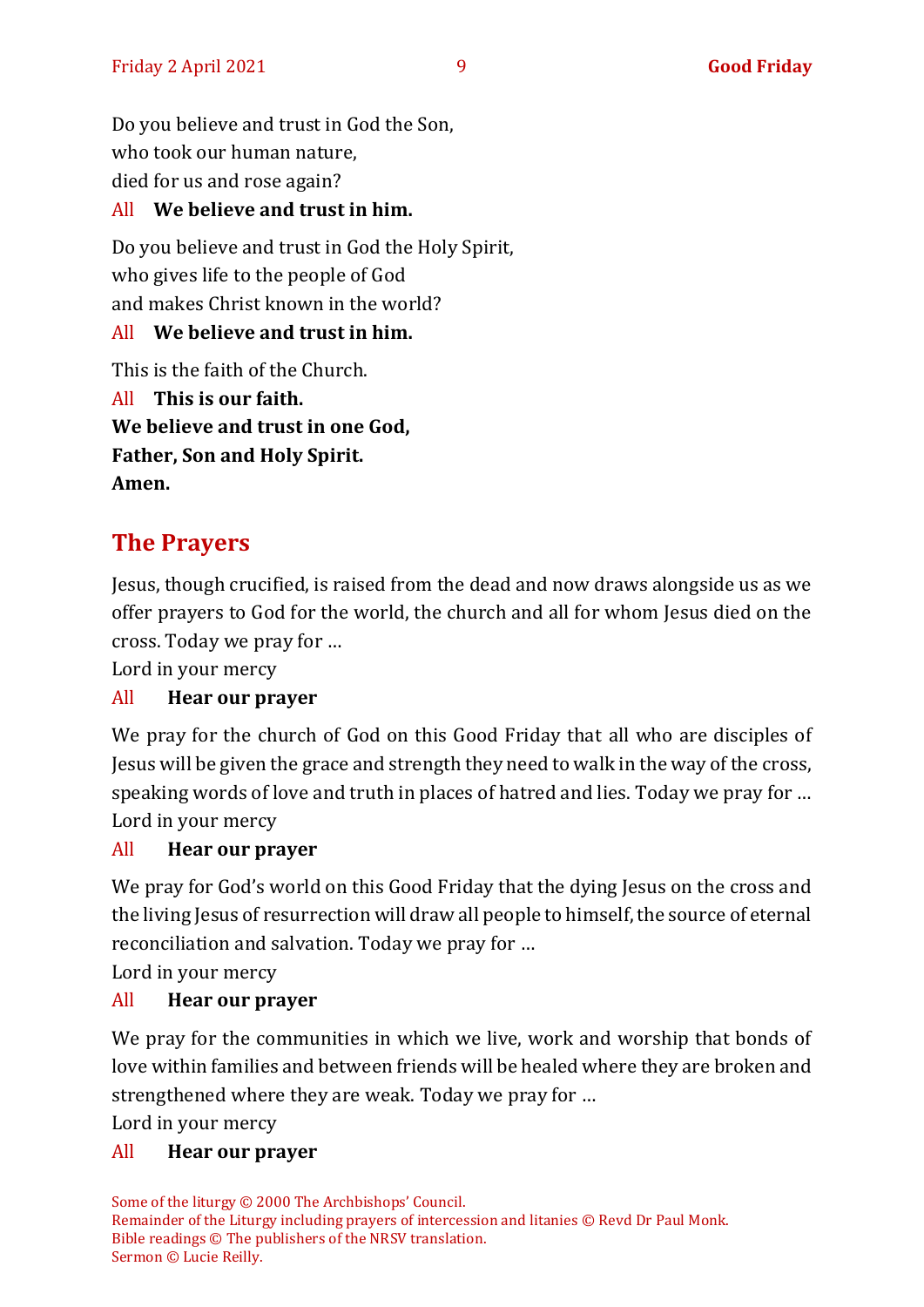Do you believe and trust in God the Son,
who took our human nature,
died for us and rose again?

All **We believe and trust in him.**

Do you believe and trust in God the Holy Spirit,
who gives life to the people of God
and makes Christ known in the world?

All **We believe and trust in him.**

This is the faith of the Church.

All **This is our faith.**
**We believe and trust in one God,**
**Father, Son and Holy Spirit.**
**Amen.**

## The Prayers

Jesus, though crucified, is raised from the dead and now draws alongside us as we offer prayers to God for the world, the church and all for whom Jesus died on the cross. Today we pray for …
Lord in your mercy

All **Hear our prayer**

We pray for the church of God on this Good Friday that all who are disciples of Jesus will be given the grace and strength they need to walk in the way of the cross, speaking words of love and truth in places of hatred and lies. Today we pray for …
Lord in your mercy

All **Hear our prayer**

We pray for God's world on this Good Friday that the dying Jesus on the cross and the living Jesus of resurrection will draw all people to himself, the source of eternal reconciliation and salvation. Today we pray for …
Lord in your mercy

All **Hear our prayer**

We pray for the communities in which we live, work and worship that bonds of love within families and between friends will be healed where they are broken and strengthened where they are weak. Today we pray for …
Lord in your mercy

All **Hear our prayer**

Some of the liturgy © 2000 The Archbishops' Council.
Remainder of the Liturgy including prayers of intercession and litanies © Revd Dr Paul Monk.
Bible readings © The publishers of the NRSV translation.
Sermon © Lucie Reilly.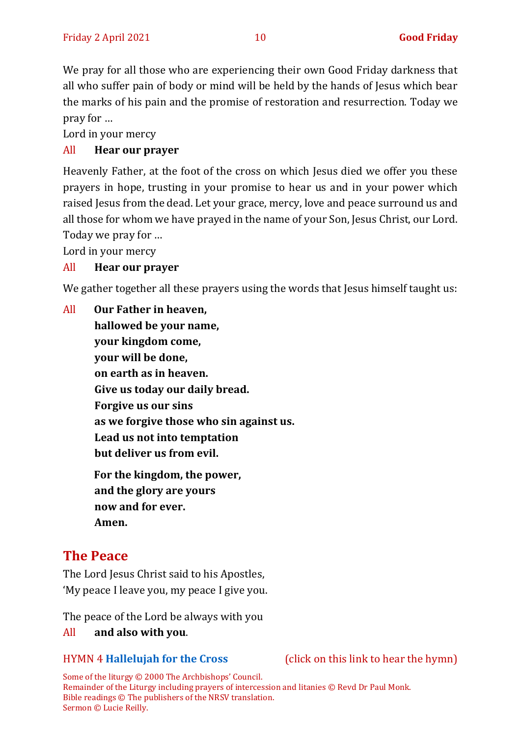We pray for all those who are experiencing their own Good Friday darkness that all who suffer pain of body or mind will be held by the hands of Jesus which bear the marks of his pain and the promise of restoration and resurrection. Today we pray for …

Lord in your mercy

All **Hear our prayer**

Heavenly Father, at the foot of the cross on which Jesus died we offer you these prayers in hope, trusting in your promise to hear us and in your power which raised Jesus from the dead. Let your grace, mercy, love and peace surround us and all those for whom we have prayed in the name of your Son, Jesus Christ, our Lord. Today we pray for …

Lord in your mercy

All **Hear our prayer**

We gather together all these prayers using the words that Jesus himself taught us:

All **Our Father in heaven,**
**hallowed be your name,**
**your kingdom come,**
**your will be done,**
**on earth as in heaven.**
**Give us today our daily bread.**
**Forgive us our sins**
**as we forgive those who sin against us.**
**Lead us not into temptation**
**but deliver us from evil.**

**For the kingdom, the power,**
**and the glory are yours**
**now and for ever.**
**Amen.**

## The Peace

The Lord Jesus Christ said to his Apostles,
'My peace I leave you, my peace I give you.

The peace of the Lord be always with you

All **and also with you**.

HYMN 4 **Hallelujah for the Cross** (click on this link to hear the hymn)

Some of the liturgy © 2000 The Archbishops' Council.
Remainder of the Liturgy including prayers of intercession and litanies © Revd Dr Paul Monk.
Bible readings © The publishers of the NRSV translation.
Sermon © Lucie Reilly.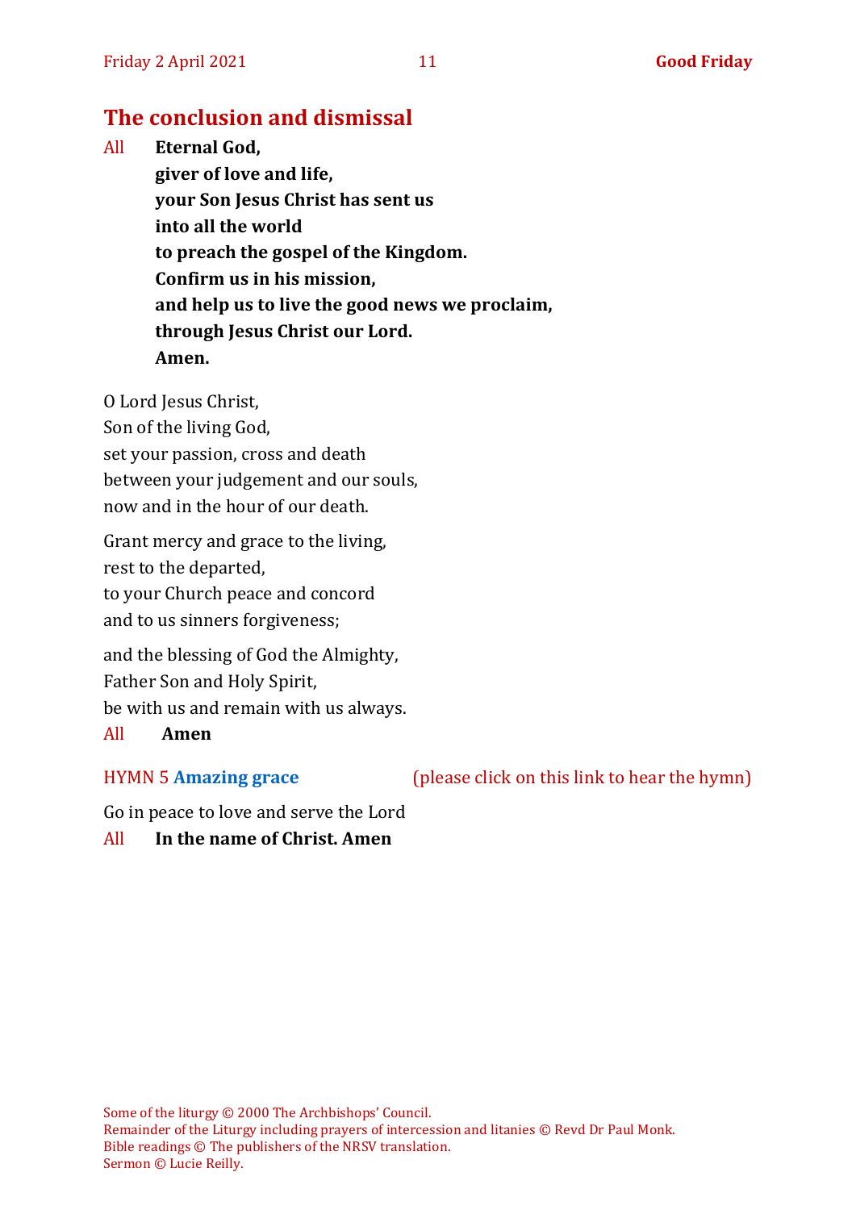## The conclusion and dismissal

All **Eternal God,**
**giver of love and life,**
**your Son Jesus Christ has sent us**
**into all the world**
**to preach the gospel of the Kingdom.**
**Confirm us in his mission,**
**and help us to live the good news we proclaim,**
**through Jesus Christ our Lord.**
**Amen.**

O Lord Jesus Christ,
Son of the living God,
set your passion, cross and death
between your judgement and our souls,
now and in the hour of our death.

Grant mercy and grace to the living,
rest to the departed,
to your Church peace and concord
and to us sinners forgiveness;

and the blessing of God the Almighty,
Father Son and Holy Spirit,
be with us and remain with us always.

All **Amen**

HYMN 5 Amazing grace (please click on this link to hear the hymn)

Go in peace to love and serve the Lord

All **In the name of Christ. Amen**

Some of the liturgy © 2000 The Archbishops' Council.
Remainder of the Liturgy including prayers of intercession and litanies © Revd Dr Paul Monk.
Bible readings © The publishers of the NRSV translation.
Sermon © Lucie Reilly.